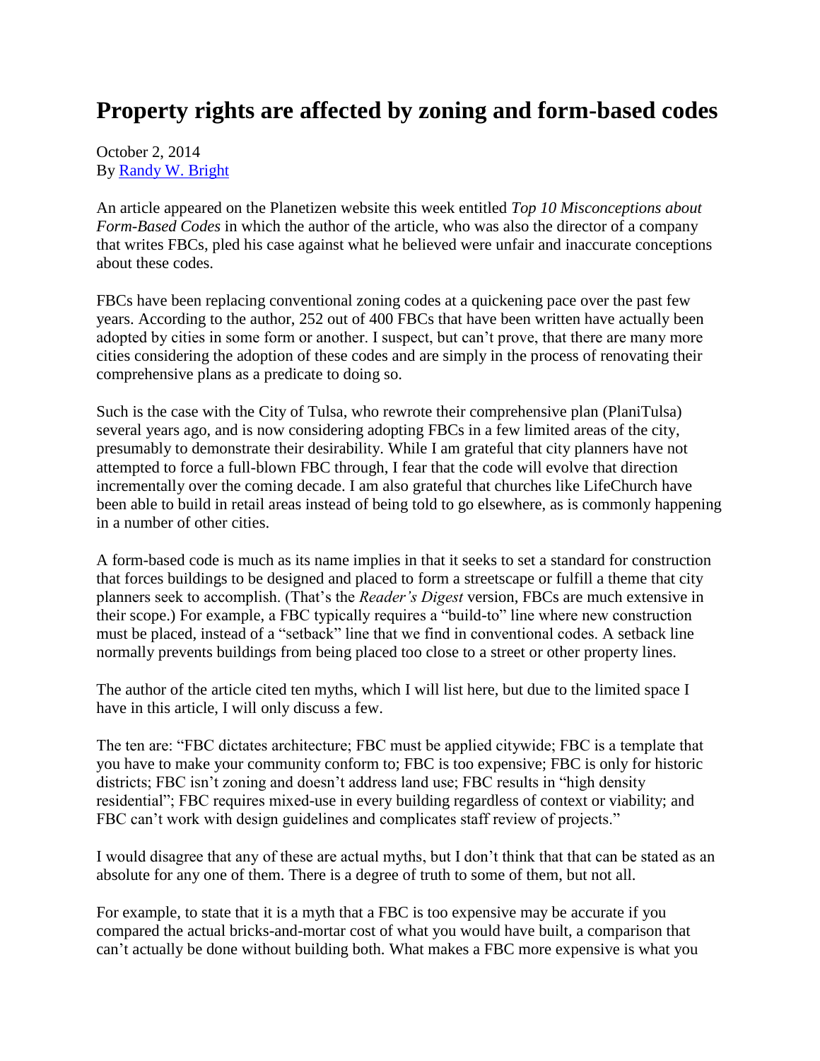# Property rights are affected by zoning and form-based codes

October 2, 2014
By [Randy W. Bright]

An article appeared on the Planetizen website this week entitled *Top 10 Misconceptions about Form-Based Codes* in which the author of the article, who was also the director of a company that writes FBCs, pled his case against what he believed were unfair and inaccurate conceptions about these codes.

FBCs have been replacing conventional zoning codes at a quickening pace over the past few years. According to the author, 252 out of 400 FBCs that have been written have actually been adopted by cities in some form or another. I suspect, but can't prove, that there are many more cities considering the adoption of these codes and are simply in the process of renovating their comprehensive plans as a predicate to doing so.

Such is the case with the City of Tulsa, who rewrote their comprehensive plan (PlaniTulsa) several years ago, and is now considering adopting FBCs in a few limited areas of the city, presumably to demonstrate their desirability. While I am grateful that city planners have not attempted to force a full-blown FBC through, I fear that the code will evolve that direction incrementally over the coming decade. I am also grateful that churches like LifeChurch have been able to build in retail areas instead of being told to go elsewhere, as is commonly happening in a number of other cities.

A form-based code is much as its name implies in that it seeks to set a standard for construction that forces buildings to be designed and placed to form a streetscape or fulfill a theme that city planners seek to accomplish. (That's the *Reader's Digest* version, FBCs are much extensive in their scope.) For example, a FBC typically requires a "build-to" line where new construction must be placed, instead of a "setback" line that we find in conventional codes. A setback line normally prevents buildings from being placed too close to a street or other property lines.

The author of the article cited ten myths, which I will list here, but due to the limited space I have in this article, I will only discuss a few.

The ten are: "FBC dictates architecture; FBC must be applied citywide; FBC is a template that you have to make your community conform to; FBC is too expensive; FBC is only for historic districts; FBC isn't zoning and doesn't address land use; FBC results in "high density residential"; FBC requires mixed-use in every building regardless of context or viability; and FBC can't work with design guidelines and complicates staff review of projects."

I would disagree that any of these are actual myths, but I don't think that that can be stated as an absolute for any one of them. There is a degree of truth to some of them, but not all.

For example, to state that it is a myth that a FBC is too expensive may be accurate if you compared the actual bricks-and-mortar cost of what you would have built, a comparison that can't actually be done without building both. What makes a FBC more expensive is what you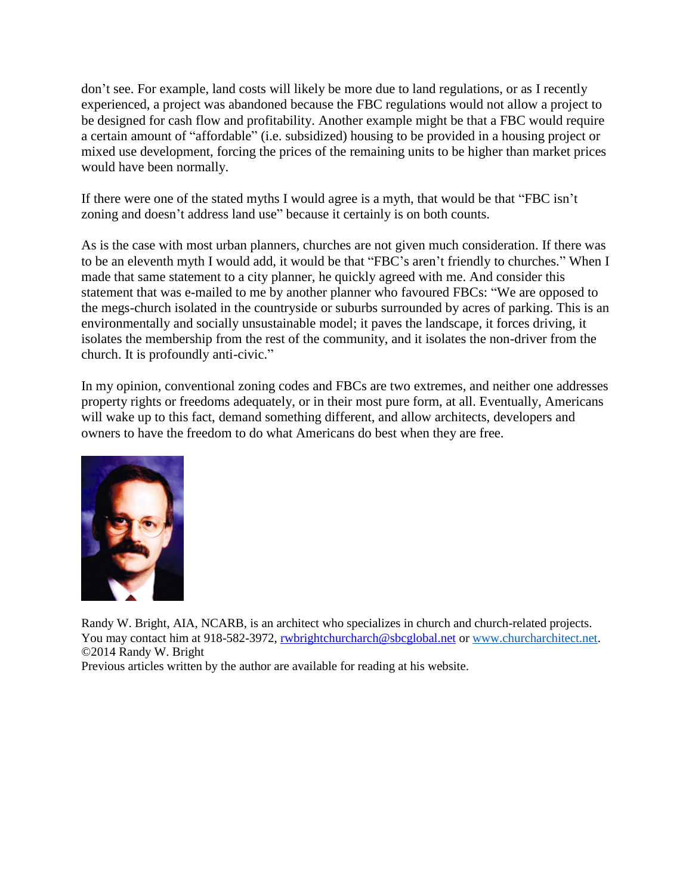don't see. For example, land costs will likely be more due to land regulations, or as I recently experienced, a project was abandoned because the FBC regulations would not allow a project to be designed for cash flow and profitability. Another example might be that a FBC would require a certain amount of "affordable" (i.e. subsidized) housing to be provided in a housing project or mixed use development, forcing the prices of the remaining units to be higher than market prices would have been normally.

If there were one of the stated myths I would agree is a myth, that would be that "FBC isn't zoning and doesn't address land use" because it certainly is on both counts.

As is the case with most urban planners, churches are not given much consideration. If there was to be an eleventh myth I would add, it would be that "FBC's aren't friendly to churches." When I made that same statement to a city planner, he quickly agreed with me. And consider this statement that was e-mailed to me by another planner who favoured FBCs: "We are opposed to the megs-church isolated in the countryside or suburbs surrounded by acres of parking. This is an environmentally and socially unsustainable model; it paves the landscape, it forces driving, it isolates the membership from the rest of the community, and it isolates the non-driver from the church. It is profoundly anti-civic."

In my opinion, conventional zoning codes and FBCs are two extremes, and neither one addresses property rights or freedoms adequately, or in their most pure form, at all. Eventually, Americans will wake up to this fact, demand something different, and allow architects, developers and owners to have the freedom to do what Americans do best when they are free.

Randy W. Bright, AIA, NCARB, is an architect who specializes in church and church-related projects. You may contact him at 918-582-3972, rwbrightchurcharch@sbcglobal.net or www.churcharchitect.net.
©2014 Randy W. Bright
Previous articles written by the author are available for reading at his website.